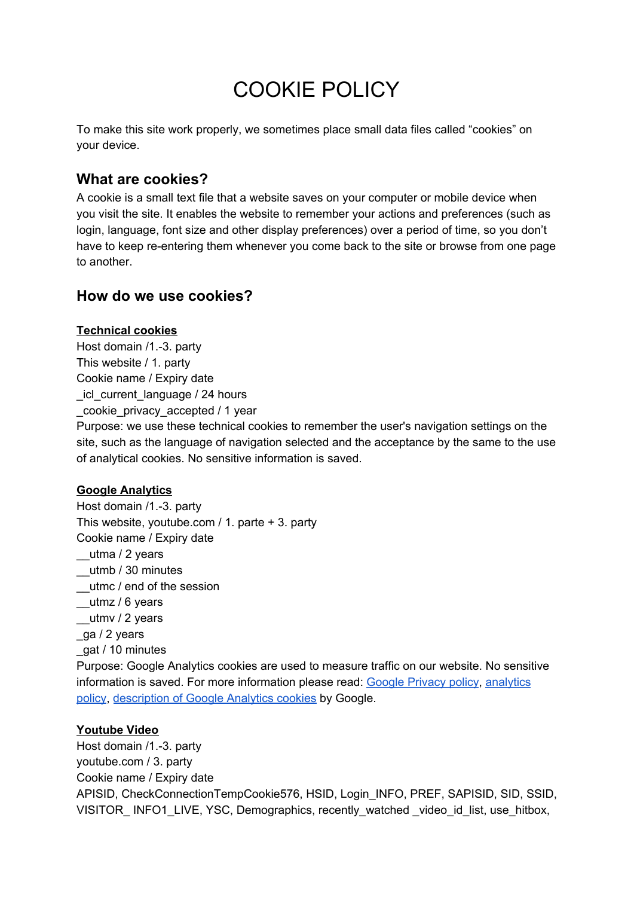# COOKIE POLICY

To make this site work properly, we sometimes place small data files called “cookies” on your device.

## What are cookies?

A cookie is a small text file that a website saves on your computer or mobile device when you visit the site. It enables the website to remember your actions and preferences (such as login, language, font size and other display preferences) over a period of time, so you don’t have to keep re-entering them whenever you come back to the site or browse from one page to another.

## How do we use cookies?

**Technical cookies**

Host domain /1.-3. party
This website / 1. party
Cookie name / Expiry date
_icl_current_language / 24 hours
_cookie_privacy_accepted / 1 year
Purpose: we use these technical cookies to remember the user's navigation settings on the site, such as the language of navigation selected and the acceptance by the same to the use of analytical cookies. No sensitive information is saved.

**Google Analytics**

Host domain /1.-3. party
This website, youtube.com / 1. parte + 3. party
Cookie name / Expiry date
__utma / 2 years
__utmb / 30 minutes
__utmc / end of the session
__utmz / 6 years
__utmv / 2 years
_ga / 2 years
_gat / 10 minutes
Purpose: Google Analytics cookies are used to measure traffic on our website. No sensitive information is saved. For more information please read: Google Privacy policy, analytics policy, description of Google Analytics cookies by Google.

**Youtube Video**

Host domain /1.-3. party
youtube.com / 3. party
Cookie name / Expiry date
APISID, CheckConnectionTempCookie576, HSID, Login_INFO, PREF, SAPISID, SID, SSID, VISITOR_ INFO1_LIVE, YSC, Demographics, recently_watched _video_id_list, use_hitbox,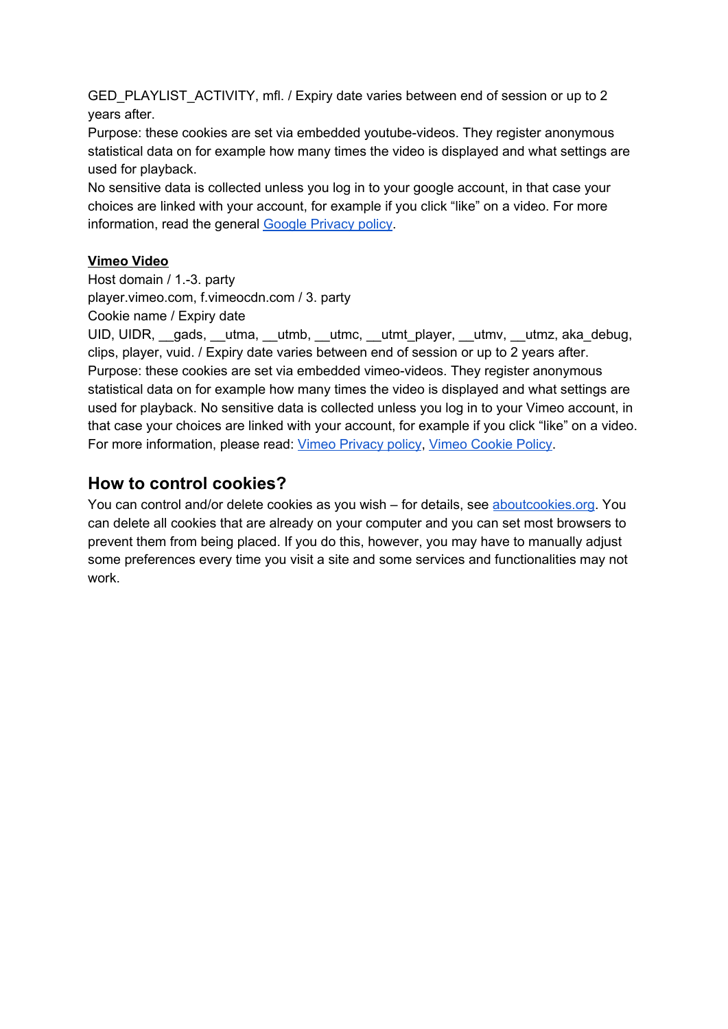GED_PLAYLIST_ACTIVITY, mfl. / Expiry date varies between end of session or up to 2 years after.
Purpose: these cookies are set via embedded youtube-videos. They register anonymous statistical data on for example how many times the video is displayed and what settings are used for playback.
No sensitive data is collected unless you log in to your google account, in that case your choices are linked with your account, for example if you click "like" on a video. For more information, read the general Google Privacy policy.

**Vimeo Video**
Host domain / 1.-3. party
player.vimeo.com, f.vimeocdn.com / 3. party
Cookie name / Expiry date
UID, UIDR, __gads, __utma, __utmb, __utmc, __utmt_player, __utmv, __utmz, aka_debug, clips, player, vuid. / Expiry date varies between end of session or up to 2 years after.
Purpose: these cookies are set via embedded vimeo-videos. They register anonymous statistical data on for example how many times the video is displayed and what settings are used for playback. No sensitive data is collected unless you log in to your Vimeo account, in that case your choices are linked with your account, for example if you click "like" on a video. For more information, please read: Vimeo Privacy policy, Vimeo Cookie Policy.

## How to control cookies?

You can control and/or delete cookies as you wish – for details, see aboutcookies.org. You can delete all cookies that are already on your computer and you can set most browsers to prevent them from being placed. If you do this, however, you may have to manually adjust some preferences every time you visit a site and some services and functionalities may not work.